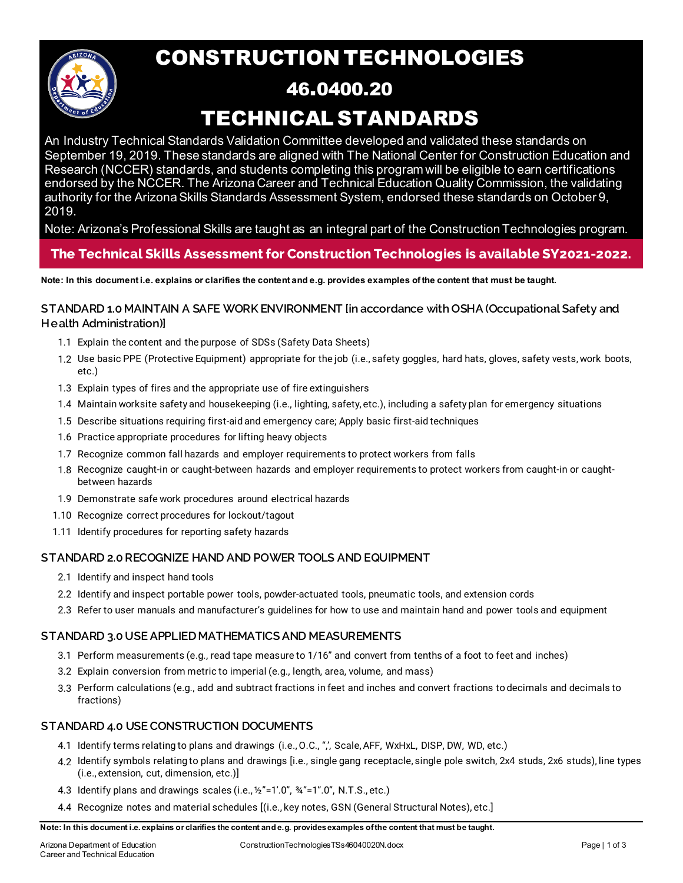# CONSTRUCTION TECHNOLOGIES

## 46.0400.20

# TECHNICAL STANDARDS

An Industry Technical Standards Validation Committee developed and validated these standards on September 19, 2019. These standards are aligned with The National Center for Construction Education and Research (NCCER) standards, and students completing this program will be eligible to earn certifications endorsed by the NCCER. The Arizona Career and Technical Education Quality Commission, the validating authority for the Arizona Skills Standards Assessment System, endorsed these standards on October 9, 2019.

Note: Arizona's Professional Skills are taught as an integral part of the Construction Technologies program.

**The Technical Skills Assessment for Construction Technologies is available SY2021-2022.**

**Note: In this document i.e. explains or clarifies the content and e.g. provides examples of the content that must be taught.**

### STANDARD 1.0 MAINTAIN A SAFE WORK ENVIRONMENT [in accordance with OSHA (Occupational Safety and Health Administration)]

- 1.1 Explain the content and the purpose of SDSs (Safety Data Sheets)
- 1.2 Use basic PPE (Protective Equipment) appropriate for the job (i.e., safety goggles, hard hats, gloves, safety vests, work boots, etc.)
- 1.3 Explain types of fires and the appropriate use of fire extinguishers
- 1.4 Maintain worksite safety and housekeeping (i.e., lighting, safety, etc.), including a safety plan for emergency situations
- 1.5 Describe situations requiring first-aid and emergency care; Apply basic first-aid techniques
- 1.6 Practice appropriate procedures for lifting heavy objects
- 1.7 Recognize common fall hazards and employer requirements to protect workers from falls
- 1.8 Recognize caught-in or caught-between hazards and employer requirements to protect workers from caught-in or caught-between hazards
- 1.9 Demonstrate safe work procedures around electrical hazards
- 1.10 Recognize correct procedures for lockout/tagout
- 1.11 Identify procedures for reporting safety hazards

### STANDARD 2.0 RECOGNIZE HAND AND POWER TOOLS AND EQUIPMENT

- 2.1 Identify and inspect hand tools
- 2.2 Identify and inspect portable power tools, powder-actuated tools, pneumatic tools, and extension cords
- 2.3 Refer to user manuals and manufacturer's guidelines for how to use and maintain hand and power tools and equipment

### STANDARD 3.0 USE APPLIED MATHEMATICS AND MEASUREMENTS

- 3.1 Perform measurements (e.g., read tape measure to 1/16" and convert from tenths of a foot to feet and inches)
- 3.2 Explain conversion from metric to imperial (e.g., length, area, volume, and mass)
- 3.3 Perform calculations (e.g., add and subtract fractions in feet and inches and convert fractions to decimals and decimals to fractions)

### STANDARD 4.0 USE CONSTRUCTION DOCUMENTS

- 4.1 Identify terms relating to plans and drawings (i.e., O.C., ",', Scale, AFF, WxHxL, DISP, DW, WD, etc.)
- 4.2 Identify symbols relating to plans and drawings [i.e., single gang receptacle, single pole switch, 2x4 studs, 2x6 studs), line types (i.e., extension, cut, dimension, etc.)]
- 4.3 Identify plans and drawings scales (i.e., ½"=1'.0", ¾"=1".0", N.T.S., etc.)
- 4.4 Recognize notes and material schedules [(i.e., key notes, GSN (General Structural Notes), etc.]

**Note: In this document i.e. explains or clarifies the content and e.g. provides examples of the content that must be taught.**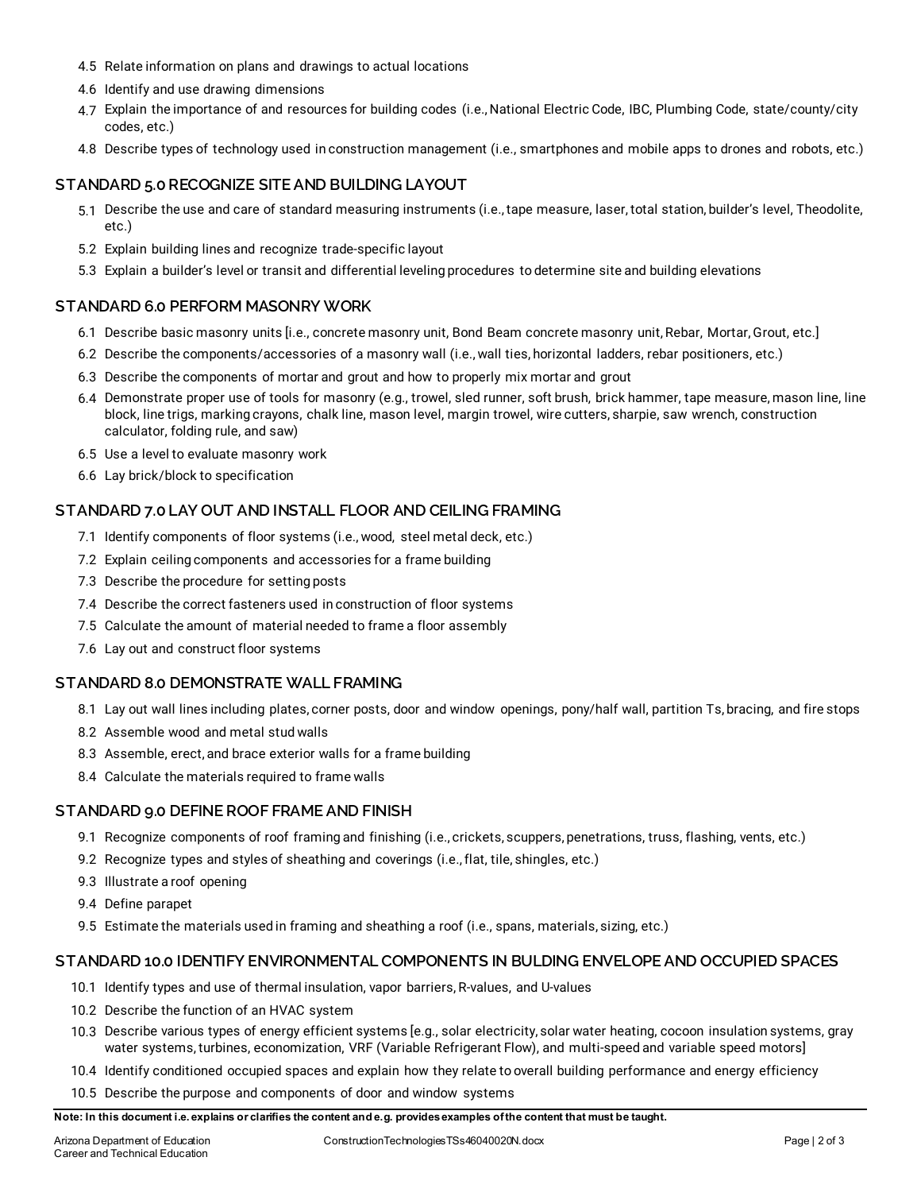- 4.5 Relate information on plans and drawings to actual locations
- 4.6 Identify and use drawing dimensions
- 4.7 Explain the importance of and resources for building codes (i.e., National Electric Code, IBC, Plumbing Code, state/county/city codes, etc.)
- 4.8 Describe types of technology used in construction management (i.e., smartphones and mobile apps to drones and robots, etc.)

## STANDARD 5.0 RECOGNIZE SITE AND BUILDING LAYOUT

- 5.1 Describe the use and care of standard measuring instruments (i.e., tape measure, laser, total station, builder's level, Theodolite, etc.)
- 5.2 Explain building lines and recognize trade-specific layout
- 5.3 Explain a builder's level or transit and differential leveling procedures to determine site and building elevations

## STANDARD 6.0 PERFORM MASONRY WORK

- 6.1 Describe basic masonry units [i.e., concrete masonry unit, Bond Beam concrete masonry unit, Rebar, Mortar, Grout, etc.]
- 6.2 Describe the components/accessories of a masonry wall (i.e., wall ties, horizontal ladders, rebar positioners, etc.)
- 6.3 Describe the components of mortar and grout and how to properly mix mortar and grout
- 6.4 Demonstrate proper use of tools for masonry (e.g., trowel, sled runner, soft brush, brick hammer, tape measure, mason line, line block, line trigs, marking crayons, chalk line, mason level, margin trowel, wire cutters, sharpie, saw wrench, construction calculator, folding rule, and saw)
- 6.5 Use a level to evaluate masonry work
- 6.6 Lay brick/block to specification

## STANDARD 7.0 LAY OUT AND INSTALL FLOOR AND CEILING FRAMING

- 7.1 Identify components of floor systems (i.e., wood, steel metal deck, etc.)
- 7.2 Explain ceiling components and accessories for a frame building
- 7.3 Describe the procedure for setting posts
- 7.4 Describe the correct fasteners used in construction of floor systems
- 7.5 Calculate the amount of material needed to frame a floor assembly
- 7.6 Lay out and construct floor systems

## STANDARD 8.0 DEMONSTRATE WALL FRAMING

- 8.1 Lay out wall lines including plates, corner posts, door and window openings, pony/half wall, partition Ts, bracing, and fire stops
- 8.2 Assemble wood and metal stud walls
- 8.3 Assemble, erect, and brace exterior walls for a frame building
- 8.4 Calculate the materials required to frame walls

## STANDARD 9.0 DEFINE ROOF FRAME AND FINISH

- 9.1 Recognize components of roof framing and finishing (i.e., crickets, scuppers, penetrations, truss, flashing, vents, etc.)
- 9.2 Recognize types and styles of sheathing and coverings (i.e., flat, tile, shingles, etc.)
- 9.3 Illustrate a roof opening
- 9.4 Define parapet
- 9.5 Estimate the materials used in framing and sheathing a roof (i.e., spans, materials, sizing, etc.)

## STANDARD 10.0 IDENTIFY ENVIRONMENTAL COMPONENTS IN BULDING ENVELOPE AND OCCUPIED SPACES

- 10.1 Identify types and use of thermal insulation, vapor barriers, R-values, and U-values
- 10.2 Describe the function of an HVAC system
- 10.3 Describe various types of energy efficient systems [e.g., solar electricity, solar water heating, cocoon insulation systems, gray water systems, turbines, economization, VRF (Variable Refrigerant Flow), and multi-speed and variable speed motors]
- 10.4 Identify conditioned occupied spaces and explain how they relate to overall building performance and energy efficiency
- 10.5 Describe the purpose and components of door and window systems

**Note: In this document i.e. explains or clarifies the content and e.g. provides examples of the content that must be taught.**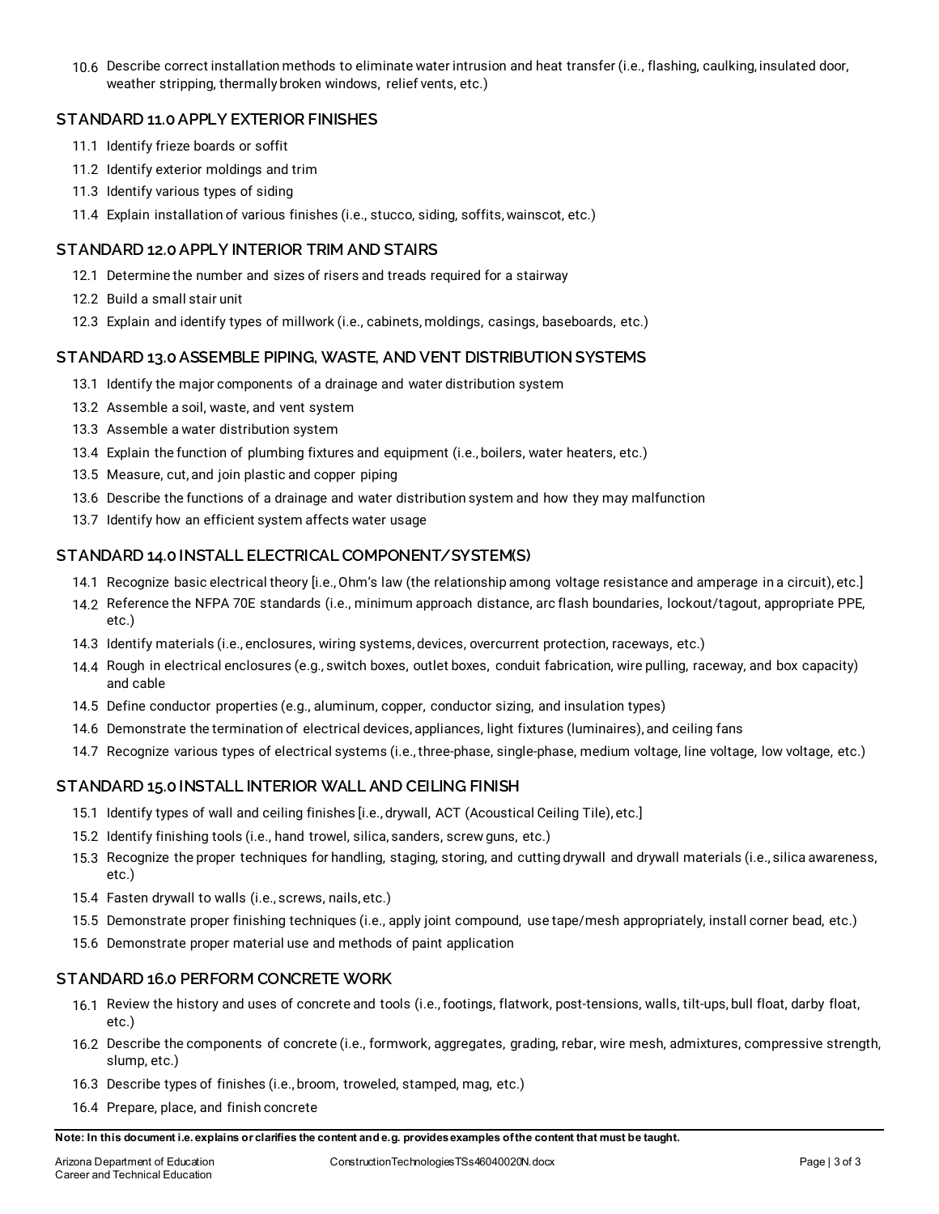10.6 Describe correct installation methods to eliminate water intrusion and heat transfer (i.e., flashing, caulking, insulated door, weather stripping, thermally broken windows, relief vents, etc.)

## STANDARD 11.0 APPLY EXTERIOR FINISHES

11.1 Identify frieze boards or soffit

11.2 Identify exterior moldings and trim

11.3 Identify various types of siding

11.4 Explain installation of various finishes (i.e., stucco, siding, soffits, wainscot, etc.)

## STANDARD 12.0 APPLY INTERIOR TRIM AND STAIRS

12.1 Determine the number and sizes of risers and treads required for a stairway

12.2 Build a small stair unit

12.3 Explain and identify types of millwork (i.e., cabinets, moldings, casings, baseboards, etc.)

## STANDARD 13.0 ASSEMBLE PIPING, WASTE, AND VENT DISTRIBUTION SYSTEMS

13.1 Identify the major components of a drainage and water distribution system

13.2 Assemble a soil, waste, and vent system

13.3 Assemble a water distribution system

13.4 Explain the function of plumbing fixtures and equipment (i.e., boilers, water heaters, etc.)

13.5 Measure, cut, and join plastic and copper piping

13.6 Describe the functions of a drainage and water distribution system and how they may malfunction

13.7 Identify how an efficient system affects water usage

## STANDARD 14.0 INSTALL ELECTRICAL COMPONENT/SYSTEM(S)

14.1 Recognize basic electrical theory [i.e., Ohm's law (the relationship among voltage resistance and amperage in a circuit), etc.]

14.2 Reference the NFPA 70E standards (i.e., minimum approach distance, arc flash boundaries, lockout/tagout, appropriate PPE, etc.)

14.3 Identify materials (i.e., enclosures, wiring systems, devices, overcurrent protection, raceways, etc.)

14.4 Rough in electrical enclosures (e.g., switch boxes, outlet boxes, conduit fabrication, wire pulling, raceway, and box capacity) and cable

14.5 Define conductor properties (e.g., aluminum, copper, conductor sizing, and insulation types)

14.6 Demonstrate the termination of electrical devices, appliances, light fixtures (luminaires), and ceiling fans

14.7 Recognize various types of electrical systems (i.e., three-phase, single-phase, medium voltage, line voltage, low voltage, etc.)

## STANDARD 15.0 INSTALL INTERIOR WALL AND CEILING FINISH

15.1 Identify types of wall and ceiling finishes [i.e., drywall, ACT (Acoustical Ceiling Tile), etc.]

15.2 Identify finishing tools (i.e., hand trowel, silica, sanders, screw guns, etc.)

15.3 Recognize the proper techniques for handling, staging, storing, and cutting drywall and drywall materials (i.e., silica awareness, etc.)

15.4 Fasten drywall to walls (i.e., screws, nails, etc.)

15.5 Demonstrate proper finishing techniques (i.e., apply joint compound, use tape/mesh appropriately, install corner bead, etc.)

15.6 Demonstrate proper material use and methods of paint application

## STANDARD 16.0 PERFORM CONCRETE WORK

16.1 Review the history and uses of concrete and tools (i.e., footings, flatwork, post-tensions, walls, tilt-ups, bull float, darby float, etc.)

16.2 Describe the components of concrete (i.e., formwork, aggregates, grading, rebar, wire mesh, admixtures, compressive strength, slump, etc.)

16.3 Describe types of finishes (i.e., broom, troweled, stamped, mag, etc.)

16.4 Prepare, place, and finish concrete

**Note: In this document i.e. explains or clarifies the content and e.g. provides examples of the content that must be taught.**